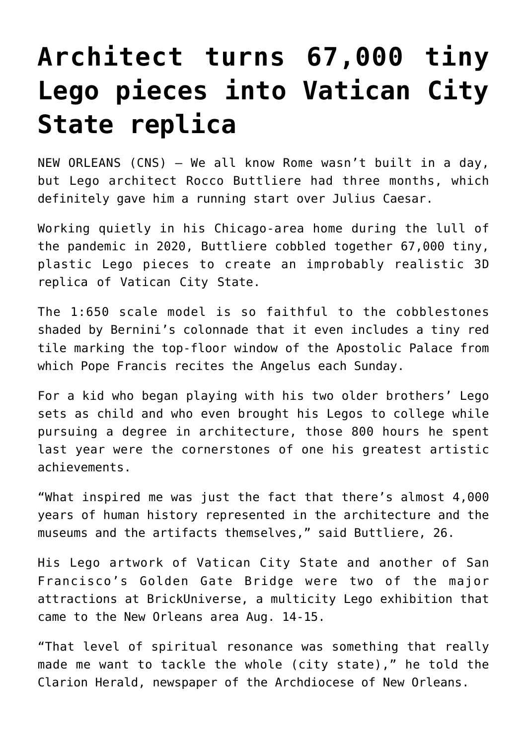# Architect turns 67,000 tiny Lego pieces into Vatican City State replica

NEW ORLEANS (CNS) — We all know Rome wasn't built in a day, but Lego architect Rocco Buttliere had three months, which definitely gave him a running start over Julius Caesar.

Working quietly in his Chicago-area home during the lull of the pandemic in 2020, Buttliere cobbled together 67,000 tiny, plastic Lego pieces to create an improbably realistic 3D replica of Vatican City State.

The 1:650 scale model is so faithful to the cobblestones shaded by Bernini's colonnade that it even includes a tiny red tile marking the top-floor window of the Apostolic Palace from which Pope Francis recites the Angelus each Sunday.

For a kid who began playing with his two older brothers' Lego sets as child and who even brought his Legos to college while pursuing a degree in architecture, those 800 hours he spent last year were the cornerstones of one his greatest artistic achievements.

"What inspired me was just the fact that there's almost 4,000 years of human history represented in the architecture and the museums and the artifacts themselves," said Buttliere, 26.

His Lego artwork of Vatican City State and another of San Francisco's Golden Gate Bridge were two of the major attractions at BrickUniverse, a multicity Lego exhibition that came to the New Orleans area Aug. 14-15.

"That level of spiritual resonance was something that really made me want to tackle the whole (city state)," he told the Clarion Herald, newspaper of the Archdiocese of New Orleans.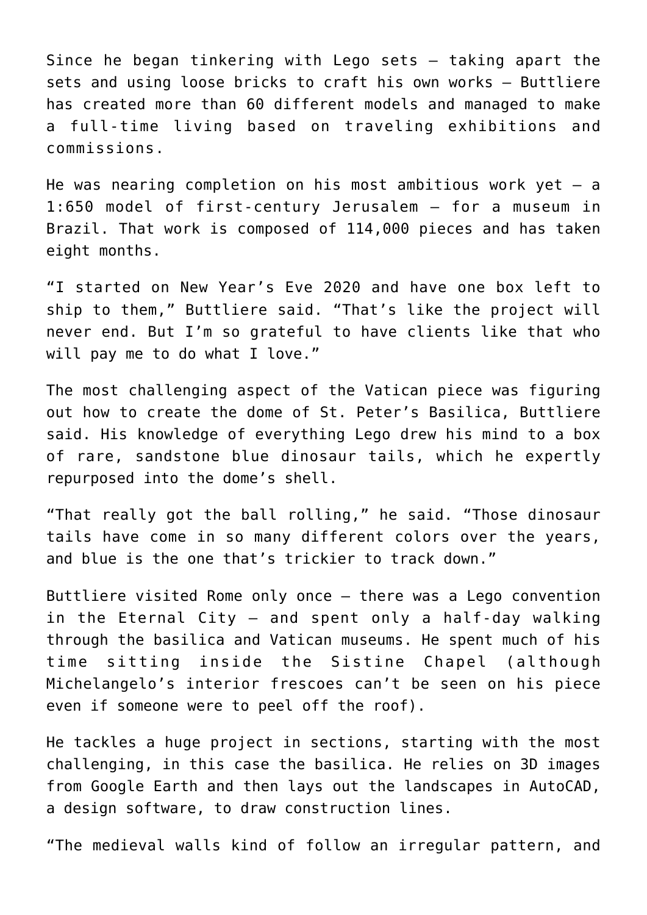Since he began tinkering with Lego sets — taking apart the sets and using loose bricks to craft his own works — Buttliere has created more than 60 different models and managed to make a full-time living based on traveling exhibitions and commissions.

He was nearing completion on his most ambitious work yet — a 1:650 model of first-century Jerusalem — for a museum in Brazil. That work is composed of 114,000 pieces and has taken eight months.

"I started on New Year's Eve 2020 and have one box left to ship to them," Buttliere said. "That's like the project will never end. But I'm so grateful to have clients like that who will pay me to do what I love."

The most challenging aspect of the Vatican piece was figuring out how to create the dome of St. Peter's Basilica, Buttliere said. His knowledge of everything Lego drew his mind to a box of rare, sandstone blue dinosaur tails, which he expertly repurposed into the dome's shell.

"That really got the ball rolling," he said. "Those dinosaur tails have come in so many different colors over the years, and blue is the one that's trickier to track down."

Buttliere visited Rome only once — there was a Lego convention in the Eternal City — and spent only a half-day walking through the basilica and Vatican museums. He spent much of his time sitting inside the Sistine Chapel (although Michelangelo's interior frescoes can't be seen on his piece even if someone were to peel off the roof).

He tackles a huge project in sections, starting with the most challenging, in this case the basilica. He relies on 3D images from Google Earth and then lays out the landscapes in AutoCAD, a design software, to draw construction lines.

"The medieval walls kind of follow an irregular pattern, and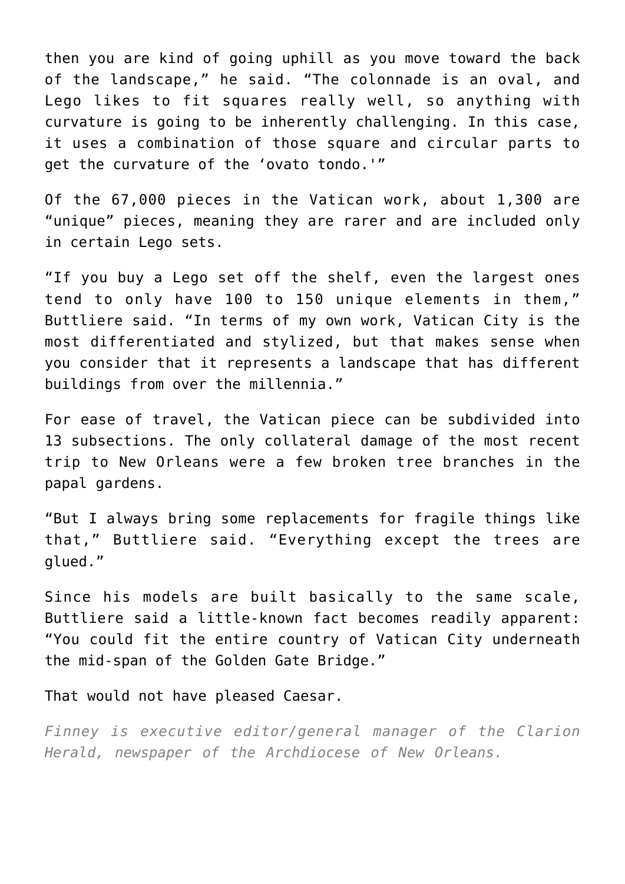then you are kind of going uphill as you move toward the back of the landscape," he said. "The colonnade is an oval, and Lego likes to fit squares really well, so anything with curvature is going to be inherently challenging. In this case, it uses a combination of those square and circular parts to get the curvature of the 'ovato tondo.'"

Of the 67,000 pieces in the Vatican work, about 1,300 are "unique" pieces, meaning they are rarer and are included only in certain Lego sets.

"If you buy a Lego set off the shelf, even the largest ones tend to only have 100 to 150 unique elements in them," Buttliere said. "In terms of my own work, Vatican City is the most differentiated and stylized, but that makes sense when you consider that it represents a landscape that has different buildings from over the millennia."

For ease of travel, the Vatican piece can be subdivided into 13 subsections. The only collateral damage of the most recent trip to New Orleans were a few broken tree branches in the papal gardens.

"But I always bring some replacements for fragile things like that," Buttliere said. "Everything except the trees are glued."

Since his models are built basically to the same scale, Buttliere said a little-known fact becomes readily apparent: "You could fit the entire country of Vatican City underneath the mid-span of the Golden Gate Bridge."

That would not have pleased Caesar.

*Finney is executive editor/general manager of the Clarion Herald, newspaper of the Archdiocese of New Orleans.*